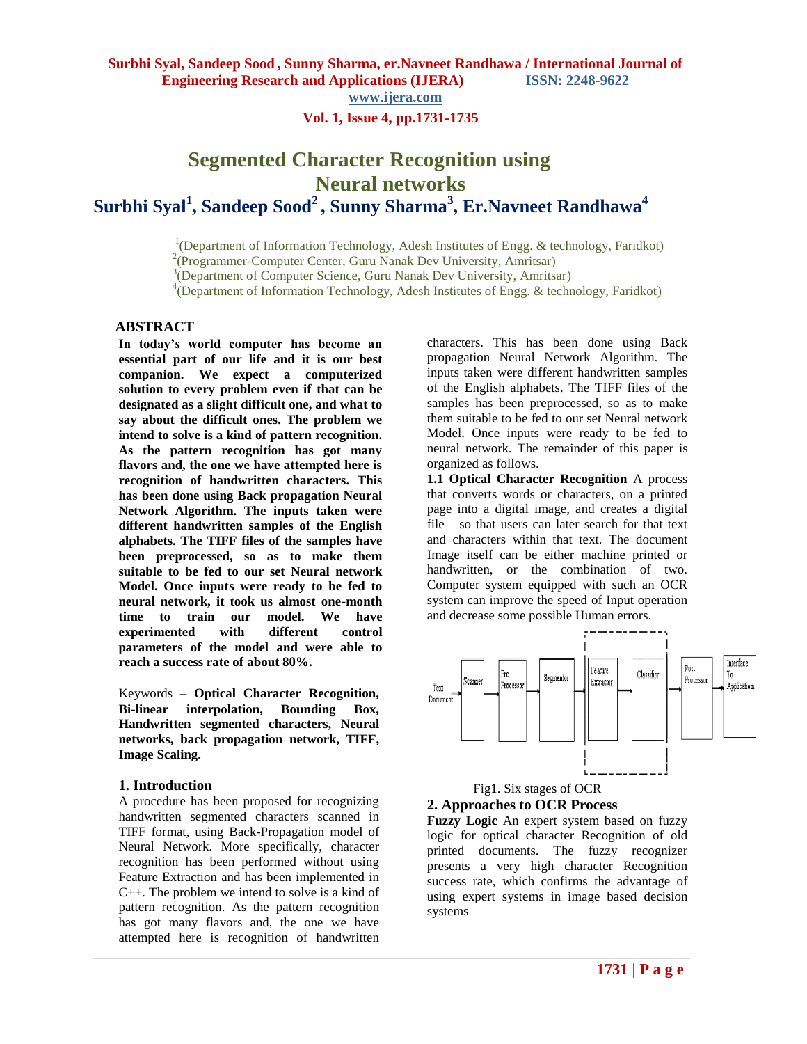# Segmented Character Recognition using Neural networks

**Surbhi Syal[1], Sandeep Sood[2], Sunny Sharma[3], Er.Navneet Randhawa[4]**

[1](Department of Information Technology, Adesh Institutes of Engg. & technology, Faridkot)
[2](Programmer-Computer Center, Guru Nanak Dev University, Amritsar)
[3](Department of Computer Science, Guru Nanak Dev University, Amritsar)
[4](Department of Information Technology, Adesh Institutes of Engg. & technology, Faridkot)

## ABSTRACT

**In today's world computer has become an essential part of our life and it is our best companion. We expect a computerized solution to every problem even if that can be designated as a slight difficult one, and what to say about the difficult ones. The problem we intend to solve is a kind of pattern recognition. As the pattern recognition has got many flavors and, the one we have attempted here is recognition of handwritten characters. This has been done using Back propagation Neural Network Algorithm. The inputs taken were different handwritten samples of the English alphabets. The TIFF files of the samples have been preprocessed, so as to make them suitable to be fed to our set Neural network Model. Once inputs were ready to be fed to neural network, it took us almost one-month time to train our model. We have experimented with different control parameters of the model and were able to reach a success rate of about 80%.**

Keywords – **Optical Character Recognition, Bi-linear interpolation, Bounding Box, Handwritten segmented characters, Neural networks, back propagation network, TIFF, Image Scaling.**

## 1. Introduction

A procedure has been proposed for recognizing handwritten segmented characters scanned in TIFF format, using Back-Propagation model of Neural Network. More specifically, character recognition has been performed without using Feature Extraction and has been implemented in C++. The problem we intend to solve is a kind of pattern recognition. As the pattern recognition has got many flavors and, the one we have attempted here is recognition of handwritten characters. This has been done using Back propagation Neural Network Algorithm. The inputs taken were different handwritten samples of the English alphabets. The TIFF files of the samples has been preprocessed, so as to make them suitable to be fed to our set Neural network Model. Once inputs were ready to be fed to neural network. The remainder of this paper is organized as follows.

**1.1 Optical Character Recognition** A process that converts words or characters, on a printed page into a digital image, and creates a digital file so that users can later search for that text and characters within that text. The document Image itself can be either machine printed or handwritten, or the combination of two. Computer system equipped with such an OCR system can improve the speed of Input operation and decrease some possible Human errors.

Text Document → Scanner → Pre Processor → Segmentor → Feature Extractor → Classifier → Post Processor → Interface To Application

Fig1. Six stages of OCR

## 2. Approaches to OCR Process

**Fuzzy Logic** An expert system based on fuzzy logic for optical character Recognition of old printed documents. The fuzzy recognizer presents a very high character Recognition success rate, which confirms the advantage of using expert systems in image based decision systems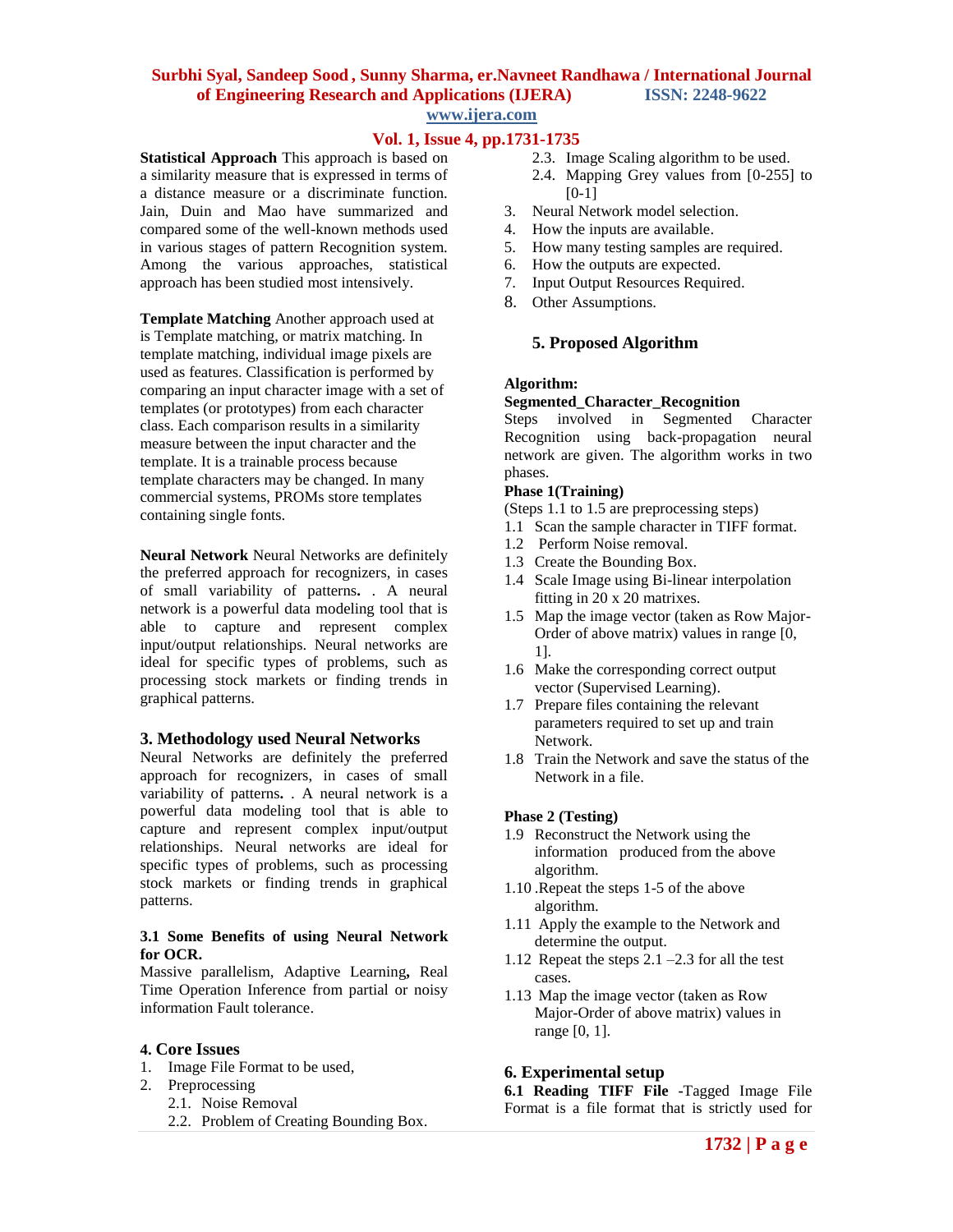**Statistical Approach** This approach is based on a similarity measure that is expressed in terms of a distance measure or a discriminate function. Jain, Duin and Mao have summarized and compared some of the well-known methods used in various stages of pattern Recognition system. Among the various approaches, statistical approach has been studied most intensively.

**Template Matching** Another approach used at is Template matching, or matrix matching. In template matching, individual image pixels are used as features. Classification is performed by comparing an input character image with a set of templates (or prototypes) from each character class. Each comparison results in a similarity measure between the input character and the template. It is a trainable process because template characters may be changed. In many commercial systems, PROMs store templates containing single fonts.

**Neural Network** Neural Networks are definitely the preferred approach for recognizers, in cases of small variability of patterns**.** . A neural network is a powerful data modeling tool that is able to capture and represent complex input/output relationships. Neural networks are ideal for specific types of problems, such as processing stock markets or finding trends in graphical patterns.

## 3. Methodology used Neural Networks

Neural Networks are definitely the preferred approach for recognizers, in cases of small variability of patterns**.** . A neural network is a powerful data modeling tool that is able to capture and represent complex input/output relationships. Neural networks are ideal for specific types of problems, such as processing stock markets or finding trends in graphical patterns.

### 3.1 Some Benefits of using Neural Network for OCR.

Massive parallelism, Adaptive Learning**,** Real Time Operation Inference from partial or noisy information Fault tolerance.

## 4. Core Issues

1. Image File Format to be used,
2. Preprocessing
   - 2.1. Noise Removal
   - 2.2. Problem of Creating Bounding Box.
   - 2.3. Image Scaling algorithm to be used.
   - 2.4. Mapping Grey values from [0-255] to [0-1]
3. Neural Network model selection.
4. How the inputs are available.
5. How many testing samples are required.
6. How the outputs are expected.
7. Input Output Resources Required.
8. Other Assumptions.

## 5. Proposed Algorithm

**Algorithm:**

**Segmented_Character_Recognition**

Steps involved in Segmented Character Recognition using back-propagation neural network are given. The algorithm works in two phases.

**Phase 1(Training)**

(Steps 1.1 to 1.5 are preprocessing steps)

1.1 Scan the sample character in TIFF format.
1.2 Perform Noise removal.
1.3 Create the Bounding Box.
1.4 Scale Image using Bi-linear interpolation fitting in 20 x 20 matrixes.
1.5 Map the image vector (taken as Row Major-Order of above matrix) values in range [0, 1].
1.6 Make the corresponding correct output vector (Supervised Learning).
1.7 Prepare files containing the relevant parameters required to set up and train Network.
1.8 Train the Network and save the status of the Network in a file.

**Phase 2 (Testing)**

1.9 Reconstruct the Network using the information produced from the above algorithm.
1.10 .Repeat the steps 1-5 of the above algorithm.
1.11 Apply the example to the Network and determine the output.
1.12 Repeat the steps 2.1 –2.3 for all the test cases.
1.13 Map the image vector (taken as Row Major-Order of above matrix) values in range [0, 1].

## 6. Experimental setup

**6.1 Reading TIFF File** -Tagged Image File Format is a file format that is strictly used for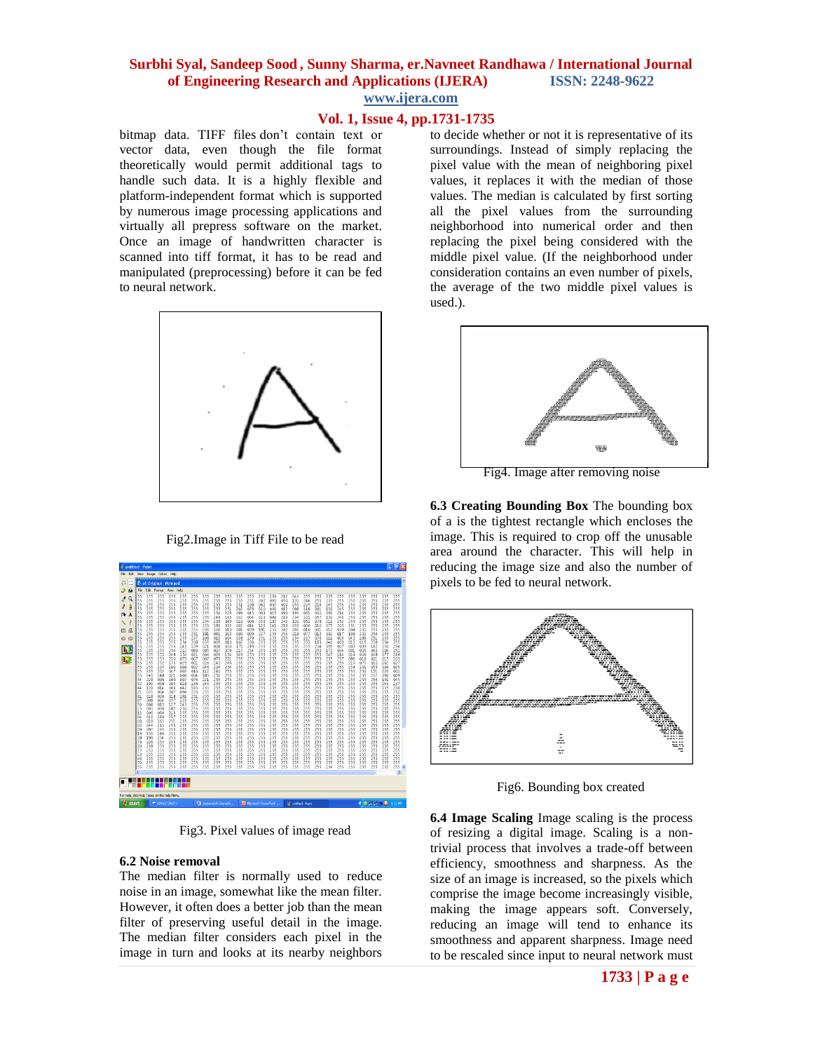bitmap data. TIFF files don't contain text or vector data, even though the file format theoretically would permit additional tags to handle such data. It is a highly flexible and platform-independent format which is supported by numerous image processing applications and virtually all prepress software on the market. Once an image of handwritten character is scanned into tiff format, it has to be read and manipulated (preprocessing) before it can be fed to neural network.

Fig2.Image in Tiff File to be read

Fig3. Pixel values of image read

### 6.2 Noise removal

The median filter is normally used to reduce noise in an image, somewhat like the mean filter. However, it often does a better job than the mean filter of preserving useful detail in the image. The median filter considers each pixel in the image in turn and looks at its nearby neighbors to decide whether or not it is representative of its surroundings. Instead of simply replacing the pixel value with the mean of neighboring pixel values, it replaces it with the median of those values. The median is calculated by first sorting all the pixel values from the surrounding neighborhood into numerical order and then replacing the pixel being considered with the middle pixel value. (If the neighborhood under consideration contains an even number of pixels, the average of the two middle pixel values is used.).

Fig4. Image after removing noise

**6.3 Creating Bounding Box** The bounding box of a is the tightest rectangle which encloses the image. This is required to crop off the unusable area around the character. This will help in reducing the image size and also the number of pixels to be fed to neural network.

Fig6. Bounding box created

**6.4 Image Scaling** Image scaling is the process of resizing a digital image. Scaling is a non-trivial process that involves a trade-off between efficiency, smoothness and sharpness. As the size of an image is increased, so the pixels which comprise the image become increasingly visible, making the image appears soft. Conversely, reducing an image will tend to enhance its smoothness and apparent sharpness. Image need to be rescaled since input to neural network must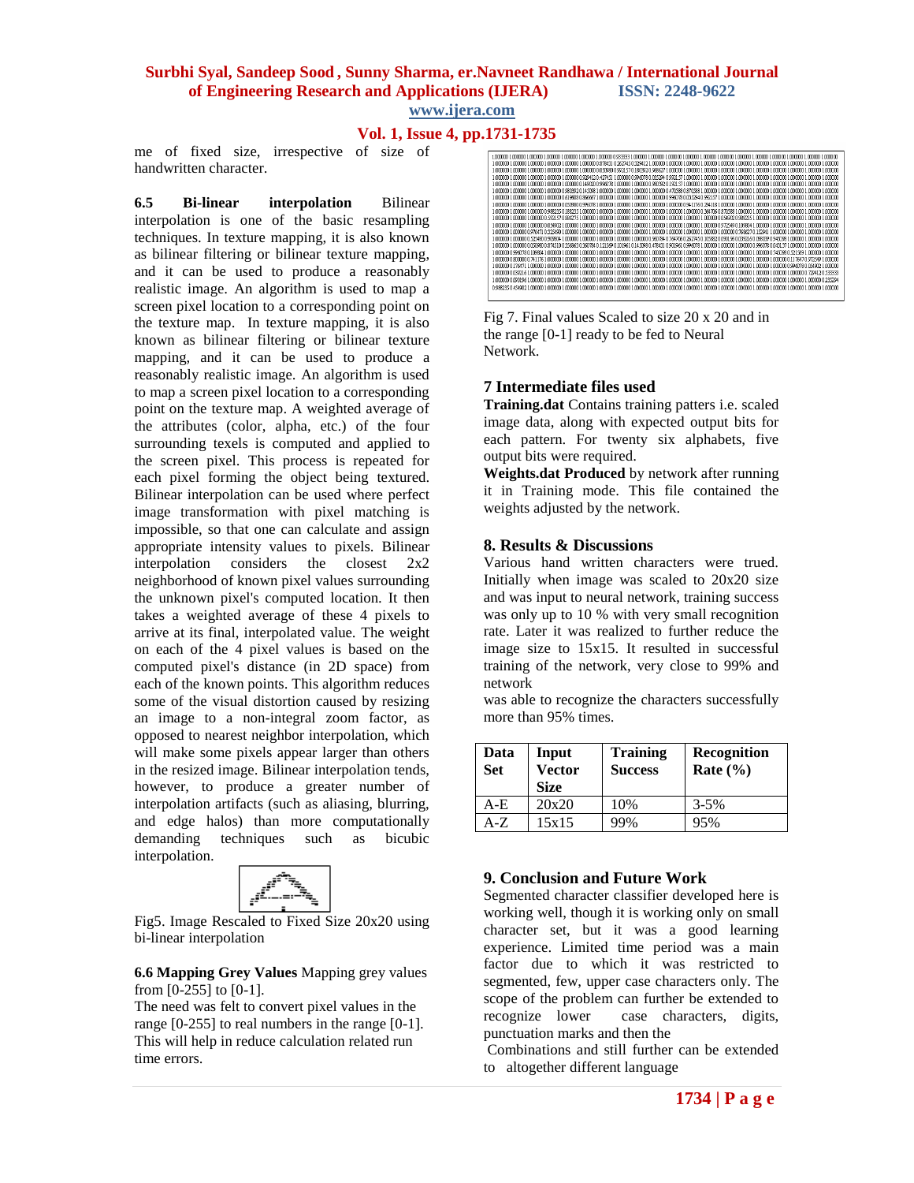me of fixed size, irrespective of size of handwritten character.

**6.5 Bi-linear interpolation** Bilinear interpolation is one of the basic resampling techniques. In texture mapping, it is also known as bilinear filtering or bilinear texture mapping, and it can be used to produce a reasonably realistic image. An algorithm is used to map a screen pixel location to a corresponding point on the texture map. In texture mapping, it is also known as bilinear filtering or bilinear texture mapping, and it can be used to produce a reasonably realistic image. An algorithm is used to map a screen pixel location to a corresponding point on the texture map. A weighted average of the attributes (color, alpha, etc.) of the four surrounding texels is computed and applied to the screen pixel. This process is repeated for each pixel forming the object being textured. Bilinear interpolation can be used where perfect image transformation with pixel matching is impossible, so that one can calculate and assign appropriate intensity values to pixels. Bilinear interpolation considers the closest 2x2 neighborhood of known pixel values surrounding the unknown pixel's computed location. It then takes a weighted average of these 4 pixels to arrive at its final, interpolated value. The weight on each of the 4 pixel values is based on the computed pixel's distance (in 2D space) from each of the known points. This algorithm reduces some of the visual distortion caused by resizing an image to a non-integral zoom factor, as opposed to nearest neighbor interpolation, which will make some pixels appear larger than others in the resized image. Bilinear interpolation tends, however, to produce a greater number of interpolation artifacts (such as aliasing, blurring, and edge halos) than more computationally demanding techniques such as bicubic interpolation.

Fig5. Image Rescaled to Fixed Size 20x20 using bi-linear interpolation

**6.6 Mapping Grey Values** Mapping grey values from [0-255] to [0-1].

The need was felt to convert pixel values in the range [0-255] to real numbers in the range [0-1]. This will help in reduce calculation related run time errors.

Fig 7. Final values Scaled to size 20 x 20 and in the range [0-1] ready to be fed to Neural Network.

## 7 Intermediate files used

**Training.dat** Contains training patters i.e. scaled image data, along with expected output bits for each pattern. For twenty six alphabets, five output bits were required.

**Weights.dat Produced** by network after running it in Training mode. This file contained the weights adjusted by the network.

## 8. Results & Discussions

Various hand written characters were trued. Initially when image was scaled to 20x20 size and was input to neural network, training success was only up to 10 % with very small recognition rate. Later it was realized to further reduce the image size to 15x15. It resulted in successful training of the network, very close to 99% and network

was able to recognize the characters successfully more than 95% times.

| Data Set | Input Vector Size | Training Success | Recognition Rate (%) |
|---|---|---|---|
| A-E | 20x20 | 10% | 3-5% |
| A-Z | 15x15 | 99% | 95% |

## 9. Conclusion and Future Work

Segmented character classifier developed here is working well, though it is working only on small character set, but it was a good learning experience. Limited time period was a main factor due to which it was restricted to segmented, few, upper case characters only. The scope of the problem can further be extended to recognize lower case characters, digits, punctuation marks and then the

Combinations and still further can be extended to altogether different language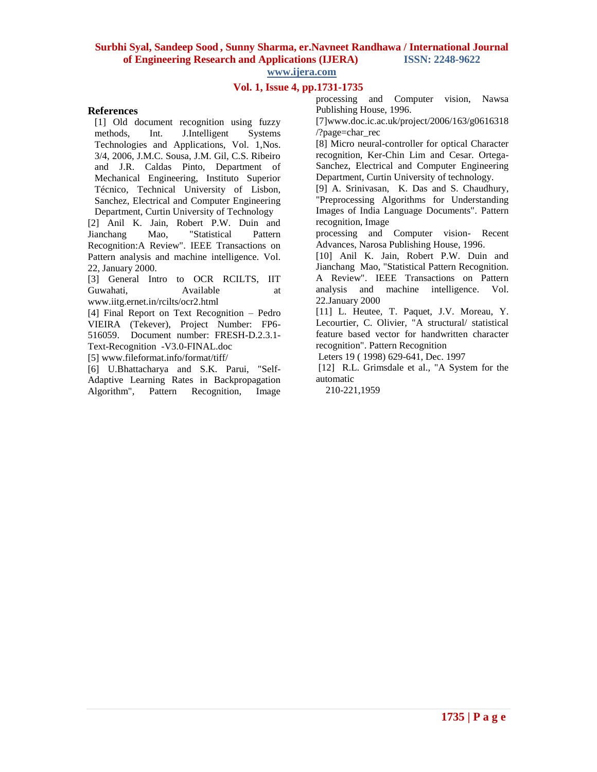## References

[1] Old document recognition using fuzzy methods, Int. J.Intelligent Systems Technologies and Applications, Vol. 1,Nos. 3/4, 2006, J.M.C. Sousa, J.M. Gil, C.S. Ribeiro and J.R. Caldas Pinto, Department of Mechanical Engineering, Instituto Superior Técnico, Technical University of Lisbon, Sanchez, Electrical and Computer Engineering Department, Curtin University of Technology

[2] Anil K. Jain, Robert P.W. Duin and Jianchang Mao, "Statistical Pattern Recognition:A Review". IEEE Transactions on Pattern analysis and machine intelligence. Vol. 22, January 2000.

[3] General Intro to OCR RCILTS, IIT Guwahati, Available at www.iitg.ernet.in/rcilts/ocr2.html

[4] Final Report on Text Recognition – Pedro VIEIRA (Tekever), Project Number: FP6-516059. Document number: FRESH-D.2.3.1-Text-Recognition -V3.0-FINAL.doc

[5] www.fileformat.info/format/tiff/

[6] U.Bhattacharya and S.K. Parui, "Self-Adaptive Learning Rates in Backpropagation Algorithm", Pattern Recognition, Image processing and Computer vision, Nawsa Publishing House, 1996.

[7]www.doc.ic.ac.uk/project/2006/163/g0616318/?page=char_rec

[8] Micro neural-controller for optical Character recognition, Ker-Chin Lim and Cesar. Ortega-Sanchez, Electrical and Computer Engineering Department, Curtin University of technology.

[9] A. Srinivasan, K. Das and S. Chaudhury, "Preprocessing Algorithms for Understanding Images of India Language Documents". Pattern recognition, Image processing and Computer vision- Recent Advances, Narosa Publishing House, 1996.

[10] Anil K. Jain, Robert P.W. Duin and Jianchang Mao, "Statistical Pattern Recognition. A Review". IEEE Transactions on Pattern analysis and machine intelligence. Vol. 22.January 2000

[11] L. Heutee, T. Paquet, J.V. Moreau, Y. Lecourtier, C. Olivier, "A structural/ statistical feature based vector for handwritten character recognition". Pattern Recognition Leters 19 ( 1998) 629-641, Dec. 1997

[12] R.L. Grimsdale et al., "A System for the automatic 210-221,1959